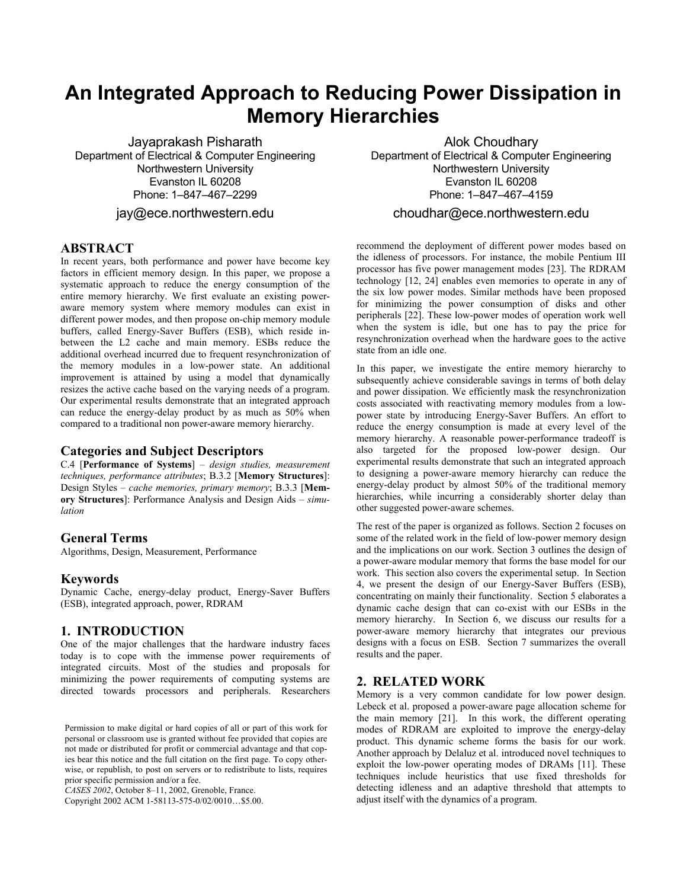# An Integrated Approach to Reducing Power Dissipation in Memory Hierarchies

Jayaprakash Pisharath
Department of Electrical & Computer Engineering
Northwestern University
Evanston IL 60208
Phone: 1–847–467–2299
jay@ece.northwestern.edu

Alok Choudhary
Department of Electrical & Computer Engineering
Northwestern University
Evanston IL 60208
Phone: 1–847–467–4159
choudhar@ece.northwestern.edu

## ABSTRACT

In recent years, both performance and power have become key factors in efficient memory design. In this paper, we propose a systematic approach to reduce the energy consumption of the entire memory hierarchy. We first evaluate an existing power-aware memory system where memory modules can exist in different power modes, and then propose on-chip memory module buffers, called Energy-Saver Buffers (ESB), which reside in-between the L2 cache and main memory. ESBs reduce the additional overhead incurred due to frequent resynchronization of the memory modules in a low-power state. An additional improvement is attained by using a model that dynamically resizes the active cache based on the varying needs of a program. Our experimental results demonstrate that an integrated approach can reduce the energy-delay product by as much as 50% when compared to a traditional non power-aware memory hierarchy.

### Categories and Subject Descriptors

C.4 [**Performance of Systems**] – *design studies, measurement techniques, performance attributes*; B.3.2 [**Memory Structures**]: Design Styles – *cache memories, primary memory*; B.3.3 [**Memory Structures**]: Performance Analysis and Design Aids – *simulation*

### General Terms

Algorithms, Design, Measurement, Performance

### Keywords

Dynamic Cache, energy-delay product, Energy-Saver Buffers (ESB), integrated approach, power, RDRAM

## 1. INTRODUCTION

One of the major challenges that the hardware industry faces today is to cope with the immense power requirements of integrated circuits. Most of the studies and proposals for minimizing the power requirements of computing systems are directed towards processors and peripherals. Researchers recommend the deployment of different power modes based on the idleness of processors. For instance, the mobile Pentium III processor has five power management modes [23]. The RDRAM technology [12, 24] enables even memories to operate in any of the six low power modes. Similar methods have been proposed for minimizing the power consumption of disks and other peripherals [22]. These low-power modes of operation work well when the system is idle, but one has to pay the price for resynchronization overhead when the hardware goes to the active state from an idle one.

In this paper, we investigate the entire memory hierarchy to subsequently achieve considerable savings in terms of both delay and power dissipation. We efficiently mask the resynchronization costs associated with reactivating memory modules from a low-power state by introducing Energy-Saver Buffers. An effort to reduce the energy consumption is made at every level of the memory hierarchy. A reasonable power-performance tradeoff is also targeted for the proposed low-power design. Our experimental results demonstrate that such an integrated approach to designing a power-aware memory hierarchy can reduce the energy-delay product by almost 50% of the traditional memory hierarchies, while incurring a considerably shorter delay than other suggested power-aware schemes.

The rest of the paper is organized as follows. Section 2 focuses on some of the related work in the field of low-power memory design and the implications on our work. Section 3 outlines the design of a power-aware modular memory that forms the base model for our work. This section also covers the experimental setup. In Section 4, we present the design of our Energy-Saver Buffers (ESB), concentrating on mainly their functionality. Section 5 elaborates a dynamic cache design that can co-exist with our ESBs in the memory hierarchy. In Section 6, we discuss our results for a power-aware memory hierarchy that integrates our previous designs with a focus on ESB. Section 7 summarizes the overall results and the paper.

## 2. RELATED WORK

Memory is a very common candidate for low power design. Lebeck et al. proposed a power-aware page allocation scheme for the main memory [21]. In this work, the different operating modes of RDRAM are exploited to improve the energy-delay product. This dynamic scheme forms the basis for our work. Another approach by Delaluz et al. introduced novel techniques to exploit the low-power operating modes of DRAMs [11]. These techniques include heuristics that use fixed thresholds for detecting idleness and an adaptive threshold that attempts to adjust itself with the dynamics of a program.

Permission to make digital or hard copies of all or part of this work for personal or classroom use is granted without fee provided that copies are not made or distributed for profit or commercial advantage and that copies bear this notice and the full citation on the first page. To copy otherwise, or republish, to post on servers or to redistribute to lists, requires prior specific permission and/or a fee.
*CASES 2002*, October 8–11, 2002, Grenoble, France.
Copyright 2002 ACM 1-58113-575-0/02/0010…$5.00.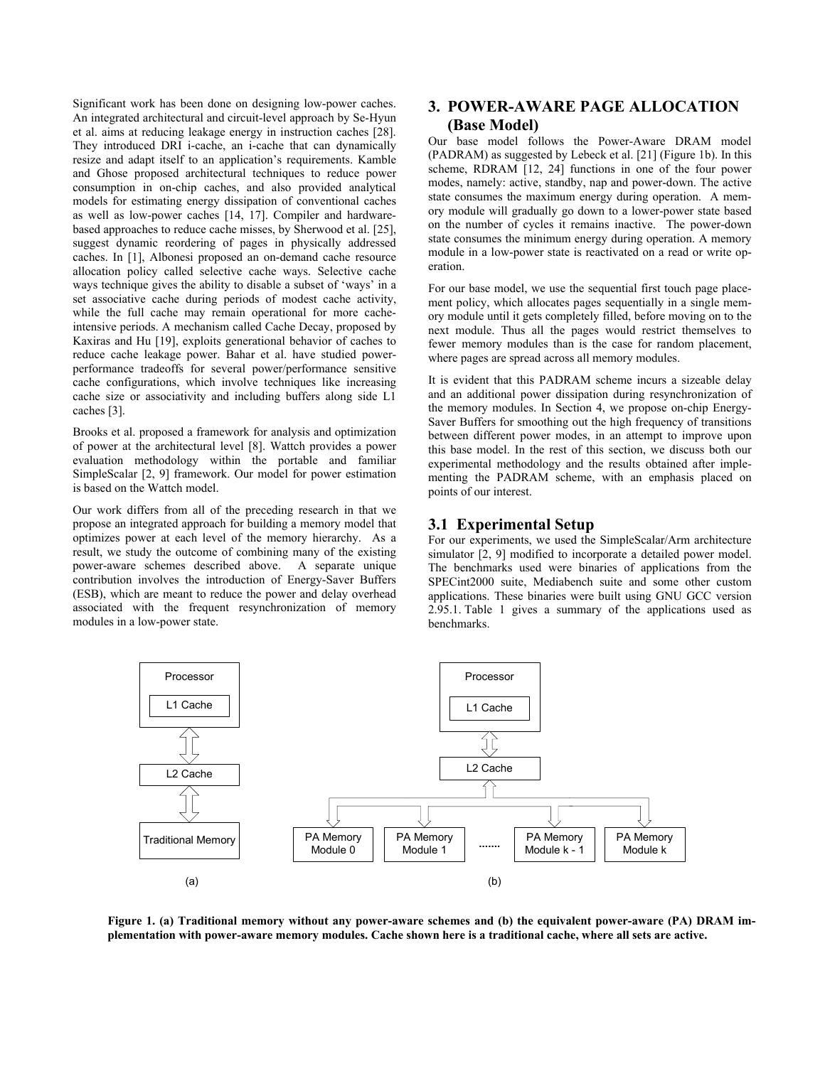Significant work has been done on designing low-power caches. An integrated architectural and circuit-level approach by Se-Hyun et al. aims at reducing leakage energy in instruction caches [28]. They introduced DRI i-cache, an i-cache that can dynamically resize and adapt itself to an application's requirements. Kamble and Ghose proposed architectural techniques to reduce power consumption in on-chip caches, and also provided analytical models for estimating energy dissipation of conventional caches as well as low-power caches [14, 17]. Compiler and hardware-based approaches to reduce cache misses, by Sherwood et al. [25], suggest dynamic reordering of pages in physically addressed caches. In [1], Albonesi proposed an on-demand cache resource allocation policy called selective cache ways. Selective cache ways technique gives the ability to disable a subset of 'ways' in a set associative cache during periods of modest cache activity, while the full cache may remain operational for more cache-intensive periods. A mechanism called Cache Decay, proposed by Kaxiras and Hu [19], exploits generational behavior of caches to reduce cache leakage power. Bahar et al. have studied power-performance tradeoffs for several power/performance sensitive cache configurations, which involve techniques like increasing cache size or associativity and including buffers along side L1 caches [3].

Brooks et al. proposed a framework for analysis and optimization of power at the architectural level [8]. Wattch provides a power evaluation methodology within the portable and familiar SimpleScalar [2, 9] framework. Our model for power estimation is based on the Wattch model.

Our work differs from all of the preceding research in that we propose an integrated approach for building a memory model that optimizes power at each level of the memory hierarchy. As a result, we study the outcome of combining many of the existing power-aware schemes described above. A separate unique contribution involves the introduction of Energy-Saver Buffers (ESB), which are meant to reduce the power and delay overhead associated with the frequent resynchronization of memory modules in a low-power state.

## 3. POWER-AWARE PAGE ALLOCATION (Base Model)

Our base model follows the Power-Aware DRAM model (PADRAM) as suggested by Lebeck et al. [21] (Figure 1b). In this scheme, RDRAM [12, 24] functions in one of the four power modes, namely: active, standby, nap and power-down. The active state consumes the maximum energy during operation. A memory module will gradually go down to a lower-power state based on the number of cycles it remains inactive. The power-down state consumes the minimum energy during operation. A memory module in a low-power state is reactivated on a read or write operation.

For our base model, we use the sequential first touch page placement policy, which allocates pages sequentially in a single memory module until it gets completely filled, before moving on to the next module. Thus all the pages would restrict themselves to fewer memory modules than is the case for random placement, where pages are spread across all memory modules.

It is evident that this PADRAM scheme incurs a sizeable delay and an additional power dissipation during resynchronization of the memory modules. In Section 4, we propose on-chip Energy-Saver Buffers for smoothing out the high frequency of transitions between different power modes, in an attempt to improve upon this base model. In the rest of this section, we discuss both our experimental methodology and the results obtained after implementing the PADRAM scheme, with an emphasis placed on points of our interest.

### 3.1 Experimental Setup

For our experiments, we used the SimpleScalar/Arm architecture simulator [2, 9] modified to incorporate a detailed power model. The benchmarks used were binaries of applications from the SPECint2000 suite, Mediabench suite and some other custom applications. These binaries were built using GNU GCC version 2.95.1. Table 1 gives a summary of the applications used as benchmarks.

Processor
L1 Cache
L2 Cache
Traditional Memory
(a)

Processor
L1 Cache
L2 Cache
PA Memory Module 0
PA Memory Module 1
.......
PA Memory Module k - 1
PA Memory Module k
(b)

**Figure 1. (a) Traditional memory without any power-aware schemes and (b) the equivalent power-aware (PA) DRAM implementation with power-aware memory modules. Cache shown here is a traditional cache, where all sets are active.**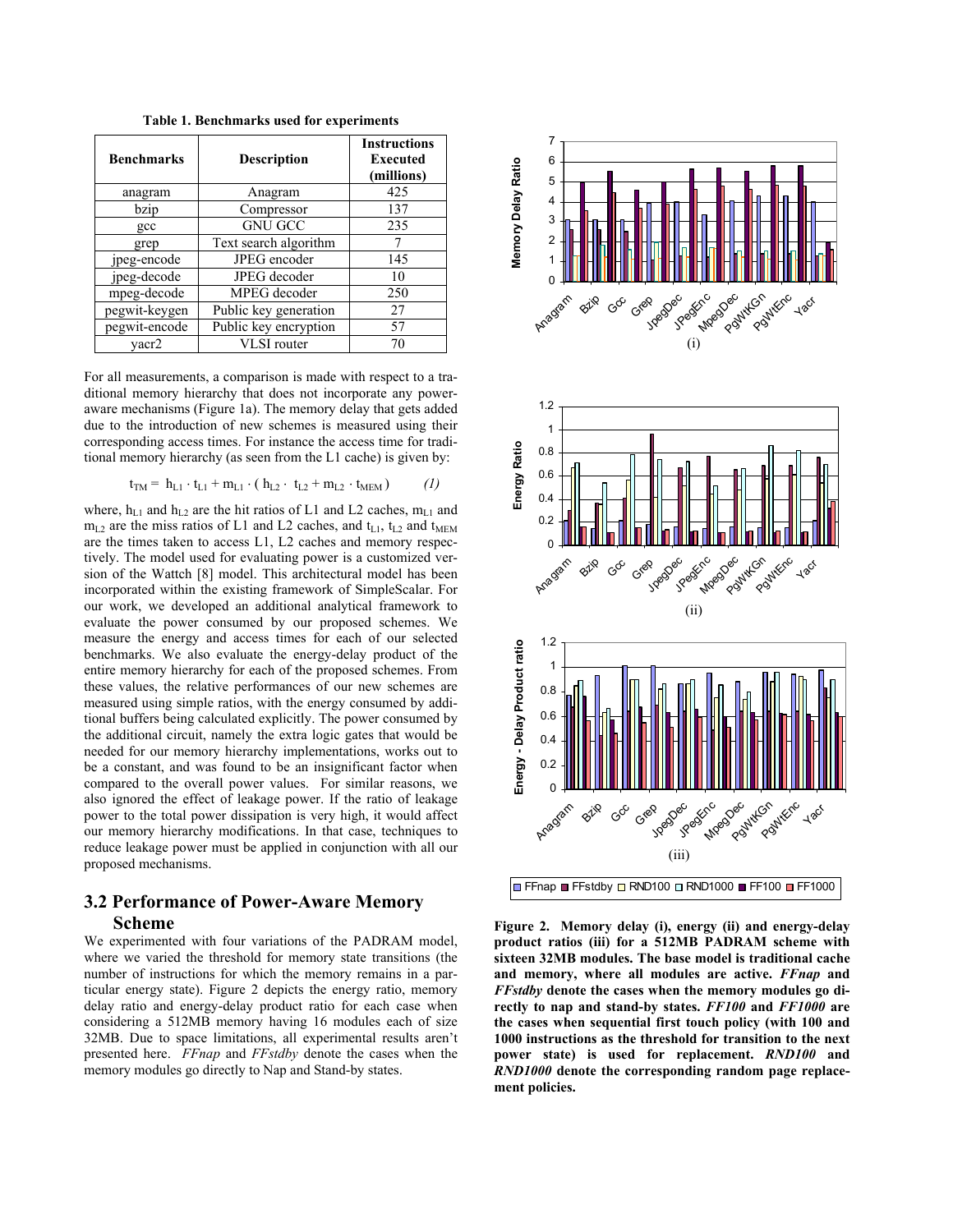**Table 1. Benchmarks used for experiments**

| Benchmarks | Description | Instructions Executed (millions) |
|---|---|---|
| anagram | Anagram | 425 |
| bzip | Compressor | 137 |
| gcc | GNU GCC | 235 |
| grep | Text search algorithm | 7 |
| jpeg-encode | JPEG encoder | 145 |
| jpeg-decode | JPEG decoder | 10 |
| mpeg-decode | MPEG decoder | 250 |
| pegwit-keygen | Public key generation | 27 |
| pegwit-encode | Public key encryption | 57 |
| yacr2 | VLSI router | 70 |

For all measurements, a comparison is made with respect to a traditional memory hierarchy that does not incorporate any power-aware mechanisms (Figure 1a). The memory delay that gets added due to the introduction of new schemes is measured using their corresponding access times. For instance the access time for traditional memory hierarchy (as seen from the L1 cache) is given by:

$$t_{TM} = h_{L1} \cdot t_{L1} + m_{L1} \cdot ( h_{L2} \cdot t_{L2} + m_{L2} \cdot t_{MEM} ) \qquad (1)$$

where, $h_{L1}$ and $h_{L2}$ are the hit ratios of L1 and L2 caches, $m_{L1}$ and $m_{L2}$ are the miss ratios of L1 and L2 caches, and $t_{L1}$, $t_{L2}$ and $t_{MEM}$ are the times taken to access L1, L2 caches and memory respectively. The model used for evaluating power is a customized version of the Wattch [8] model. This architectural model has been incorporated within the existing framework of SimpleScalar. For our work, we developed an additional analytical framework to evaluate the power consumed by our proposed schemes. We measure the energy and access times for each of our selected benchmarks. We also evaluate the energy-delay product of the entire memory hierarchy for each of the proposed schemes. From these values, the relative performances of our new schemes are measured using simple ratios, with the energy consumed by additional buffers being calculated explicitly. The power consumed by the additional circuit, namely the extra logic gates that would be needed for our memory hierarchy implementations, works out to be a constant, and was found to be an insignificant factor when compared to the overall power values. For similar reasons, we also ignored the effect of leakage power. If the ratio of leakage power to the total power dissipation is very high, it would affect our memory hierarchy modifications. In that case, techniques to reduce leakage power must be applied in conjunction with all our proposed mechanisms.

## 3.2 Performance of Power-Aware Memory Scheme

We experimented with four variations of the PADRAM model, where we varied the threshold for memory state transitions (the number of instructions for which the memory remains in a particular energy state). Figure 2 depicts the energy ratio, memory delay ratio and energy-delay product ratio for each case when considering a 512MB memory having 16 modules each of size 32MB. Due to space limitations, all experimental results aren't presented here. *FFnap* and *FFstdby* denote the cases when the memory modules go directly to Nap and Stand-by states.

**Figure 2. Memory delay (i), energy (ii) and energy-delay product ratios (iii) for a 512MB PADRAM scheme with sixteen 32MB modules. The base model is traditional cache and memory, where all modules are active. *FFnap* and *FFstdby* denote the cases when the memory modules go directly to nap and stand-by states. *FF100* and *FF1000* are the cases when sequential first touch policy (with 100 and 1000 instructions as the threshold for transition to the next power state) is used for replacement. *RND100* and *RND1000* denote the corresponding random page replacement policies.**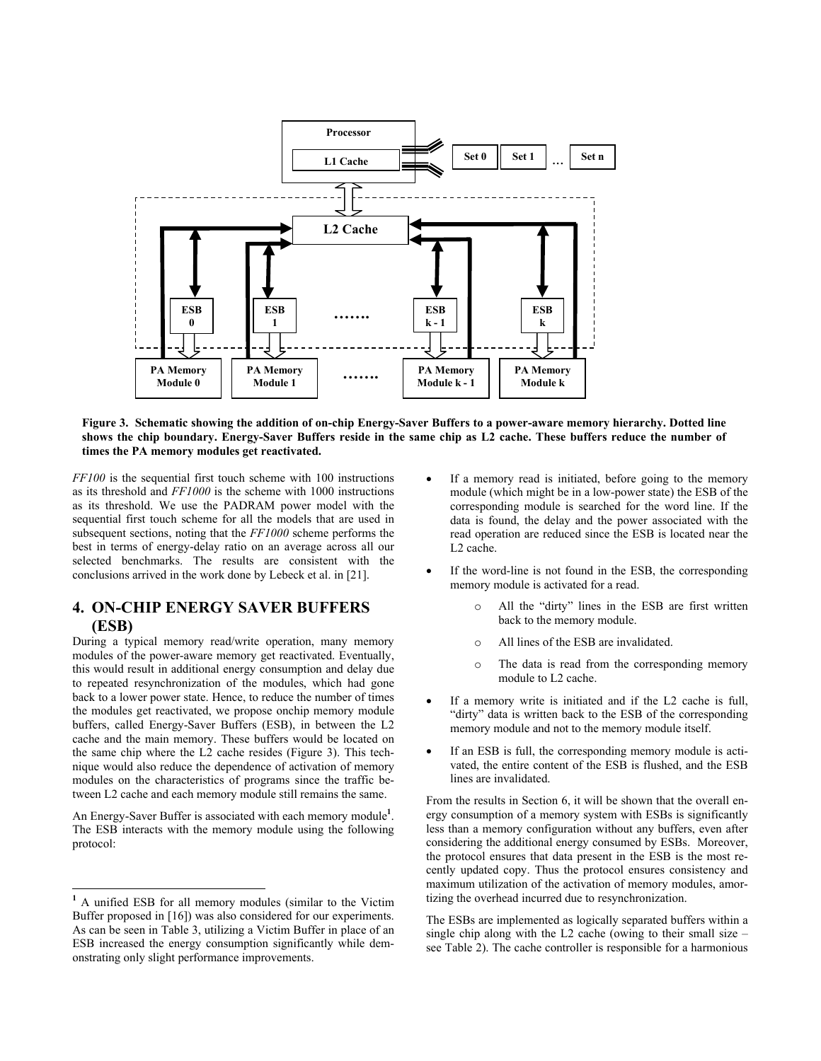Figure 3. Schematic showing the addition of on-chip Energy-Saver Buffers to a power-aware memory hierarchy. Dotted line shows the chip boundary. Energy-Saver Buffers reside in the same chip as L2 cache. These buffers reduce the number of times the PA memory modules get reactivated.

*FF100* is the sequential first touch scheme with 100 instructions as its threshold and *FF1000* is the scheme with 1000 instructions as its threshold. We use the PADRAM power model with the sequential first touch scheme for all the models that are used in subsequent sections, noting that the *FF1000* scheme performs the best in terms of energy-delay ratio on an average across all our selected benchmarks. The results are consistent with the conclusions arrived in the work done by Lebeck et al. in [21].

## 4. ON-CHIP ENERGY SAVER BUFFERS (ESB)

During a typical memory read/write operation, many memory modules of the power-aware memory get reactivated. Eventually, this would result in additional energy consumption and delay due to repeated resynchronization of the modules, which had gone back to a lower power state. Hence, to reduce the number of times the modules get reactivated, we propose onchip memory module buffers, called Energy-Saver Buffers (ESB), in between the L2 cache and the main memory. These buffers would be located on the same chip where the L2 cache resides (Figure 3). This technique would also reduce the dependence of activation of memory modules on the characteristics of programs since the traffic between L2 cache and each memory module still remains the same.

An Energy-Saver Buffer is associated with each memory module[1]. The ESB interacts with the memory module using the following protocol:

- If a memory read is initiated, before going to the memory module (which might be in a low-power state) the ESB of the corresponding module is searched for the word line. If the data is found, the delay and the power associated with the read operation are reduced since the ESB is located near the L2 cache.
- If the word-line is not found in the ESB, the corresponding memory module is activated for a read.
  - All the "dirty" lines in the ESB are first written back to the memory module.
  - All lines of the ESB are invalidated.
  - The data is read from the corresponding memory module to L2 cache.
- If a memory write is initiated and if the L2 cache is full, "dirty" data is written back to the ESB of the corresponding memory module and not to the memory module itself.
- If an ESB is full, the corresponding memory module is activated, the entire content of the ESB is flushed, and the ESB lines are invalidated.

From the results in Section 6, it will be shown that the overall energy consumption of a memory system with ESBs is significantly less than a memory configuration without any buffers, even after considering the additional energy consumed by ESBs. Moreover, the protocol ensures that data present in the ESB is the most recently updated copy. Thus the protocol ensures consistency and maximum utilization of the activation of memory modules, amortizing the overhead incurred due to resynchronization.

The ESBs are implemented as logically separated buffers within a single chip along with the L2 cache (owing to their small size – see Table 2). The cache controller is responsible for a harmonious

[1] A unified ESB for all memory modules (similar to the Victim Buffer proposed in [16]) was also considered for our experiments. As can be seen in Table 3, utilizing a Victim Buffer in place of an ESB increased the energy consumption significantly while demonstrating only slight performance improvements.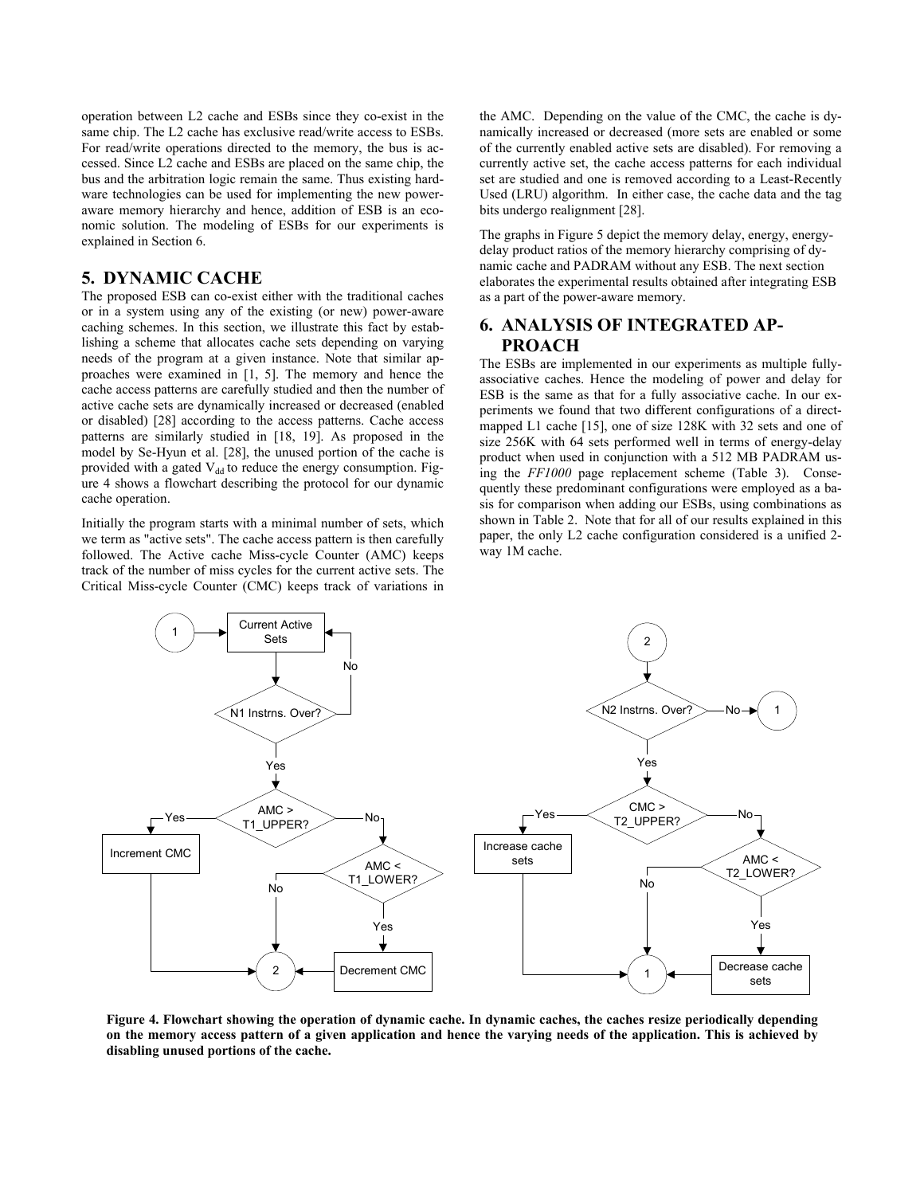operation between L2 cache and ESBs since they co-exist in the same chip. The L2 cache has exclusive read/write access to ESBs. For read/write operations directed to the memory, the bus is accessed. Since L2 cache and ESBs are placed on the same chip, the bus and the arbitration logic remain the same. Thus existing hardware technologies can be used for implementing the new power-aware memory hierarchy and hence, addition of ESB is an economic solution. The modeling of ESBs for our experiments is explained in Section 6.

## 5. DYNAMIC CACHE

The proposed ESB can co-exist either with the traditional caches or in a system using any of the existing (or new) power-aware caching schemes. In this section, we illustrate this fact by establishing a scheme that allocates cache sets depending on varying needs of the program at a given instance. Note that similar approaches were examined in [1, 5]. The memory and hence the cache access patterns are carefully studied and then the number of active cache sets are dynamically increased or decreased (enabled or disabled) [28] according to the access patterns. Cache access patterns are similarly studied in [18, 19]. As proposed in the model by Se-Hyun et al. [28], the unused portion of the cache is provided with a gated $V_{dd}$ to reduce the energy consumption. Figure 4 shows a flowchart describing the protocol for our dynamic cache operation.

Initially the program starts with a minimal number of sets, which we term as "active sets". The cache access pattern is then carefully followed. The Active cache Miss-cycle Counter (AMC) keeps track of the number of miss cycles for the current active sets. The Critical Miss-cycle Counter (CMC) keeps track of variations in the AMC. Depending on the value of the CMC, the cache is dynamically increased or decreased (more sets are enabled or some of the currently enabled active sets are disabled). For removing a currently active set, the cache access patterns for each individual set are studied and one is removed according to a Least-Recently Used (LRU) algorithm. In either case, the cache data and the tag bits undergo realignment [28].

The graphs in Figure 5 depict the memory delay, energy, energy-delay product ratios of the memory hierarchy comprising of dynamic cache and PADRAM without any ESB. The next section elaborates the experimental results obtained after integrating ESB as a part of the power-aware memory.

## 6. ANALYSIS OF INTEGRATED APPROACH

The ESBs are implemented in our experiments as multiple fully-associative caches. Hence the modeling of power and delay for ESB is the same as that for a fully associative cache. In our experiments we found that two different configurations of a direct-mapped L1 cache [15], one of size 128K with 32 sets and one of size 256K with 64 sets performed well in terms of energy-delay product when used in conjunction with a 512 MB PADRAM using the *FF1000* page replacement scheme (Table 3). Consequently these predominant configurations were employed as a basis for comparison when adding our ESBs, using combinations as shown in Table 2. Note that for all of our results explained in this paper, the only L2 cache configuration considered is a unified 2-way 1M cache.

**Figure 4. Flowchart showing the operation of dynamic cache. In dynamic caches, the caches resize periodically depending on the memory access pattern of a given application and hence the varying needs of the application. This is achieved by disabling unused portions of the cache.**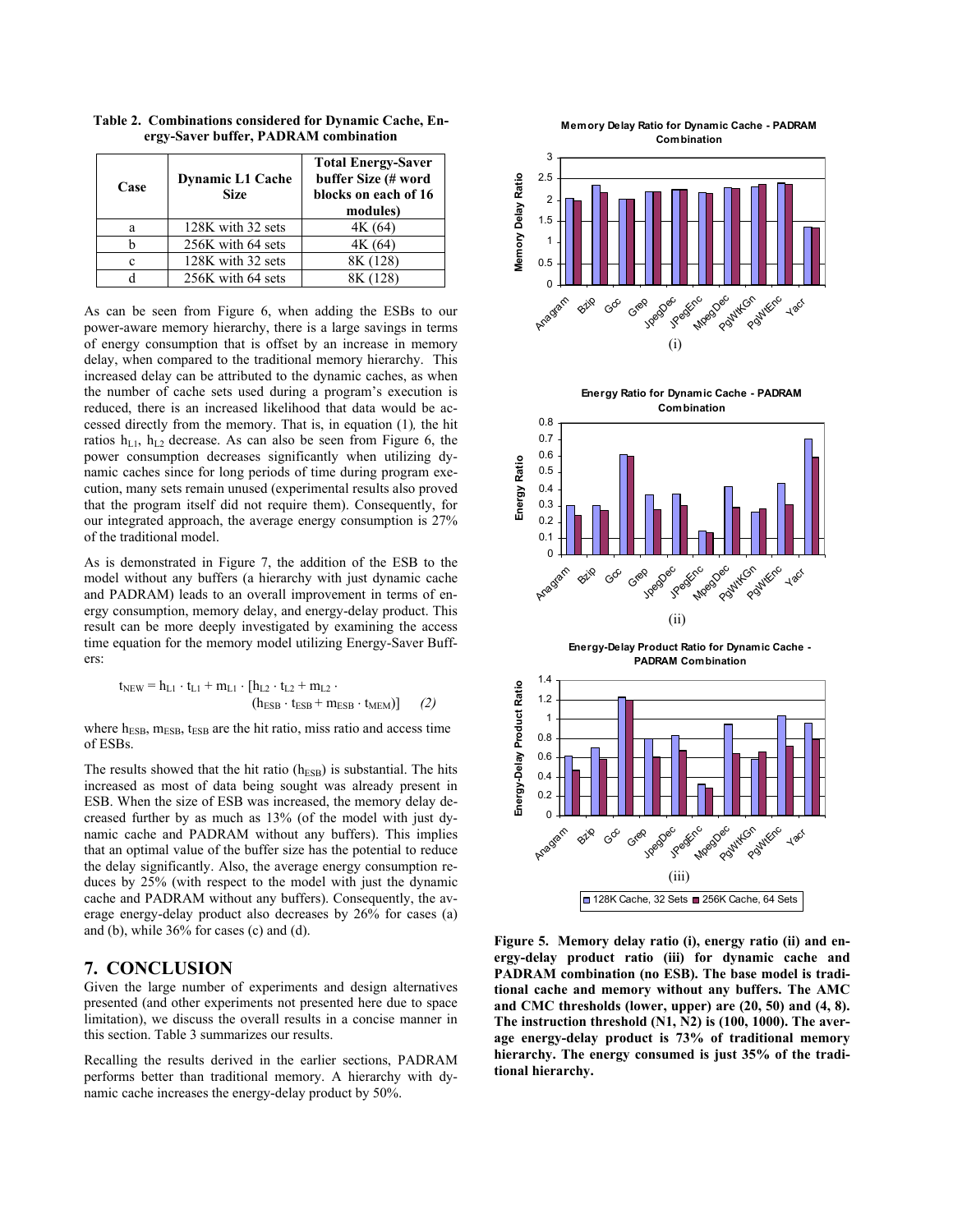**Table 2. Combinations considered for Dynamic Cache, Energy-Saver buffer, PADRAM combination**

| Case | Dynamic L1 Cache Size | Total Energy-Saver buffer Size (# word blocks on each of 16 modules) |
|---|---|---|
| a | 128K with 32 sets | 4K (64) |
| b | 256K with 64 sets | 4K (64) |
| c | 128K with 32 sets | 8K (128) |
| d | 256K with 64 sets | 8K (128) |

As can be seen from Figure 6, when adding the ESBs to our power-aware memory hierarchy, there is a large savings in terms of energy consumption that is offset by an increase in memory delay, when compared to the traditional memory hierarchy. This increased delay can be attributed to the dynamic caches, as when the number of cache sets used during a program's execution is reduced, there is an increased likelihood that data would be accessed directly from the memory. That is, in equation (1)*,* the hit ratios $h_{L1}$, $h_{L2}$ decrease. As can also be seen from Figure 6, the power consumption decreases significantly when utilizing dynamic caches since for long periods of time during program execution, many sets remain unused (experimental results also proved that the program itself did not require them). Consequently, for our integrated approach, the average energy consumption is 27% of the traditional model.

As is demonstrated in Figure 7, the addition of the ESB to the model without any buffers (a hierarchy with just dynamic cache and PADRAM) leads to an overall improvement in terms of energy consumption, memory delay, and energy-delay product. This result can be more deeply investigated by examining the access time equation for the memory model utilizing Energy-Saver Buffers:

$$t_{NEW} = h_{L1} \cdot t_{L1} + m_{L1} \cdot [h_{L2} \cdot t_{L2} + m_{L2} \cdot (h_{ESB} \cdot t_{ESB} + m_{ESB} \cdot t_{MEM})] \quad (2)$$

where $h_{ESB}$, $m_{ESB}$, $t_{ESB}$ are the hit ratio, miss ratio and access time of ESBs.

The results showed that the hit ratio ($h_{ESB}$) is substantial. The hits increased as most of data being sought was already present in ESB. When the size of ESB was increased, the memory delay decreased further by as much as 13% (of the model with just dynamic cache and PADRAM without any buffers). This implies that an optimal value of the buffer size has the potential to reduce the delay significantly. Also, the average energy consumption reduces by 25% (with respect to the model with just the dynamic cache and PADRAM without any buffers). Consequently, the average energy-delay product also decreases by 26% for cases (a) and (b), while 36% for cases (c) and (d).

## 7. CONCLUSION

Given the large number of experiments and design alternatives presented (and other experiments not presented here due to space limitation), we discuss the overall results in a concise manner in this section. Table 3 summarizes our results.

Recalling the results derived in the earlier sections, PADRAM performs better than traditional memory. A hierarchy with dynamic cache increases the energy-delay product by 50%.

**Figure 5. Memory delay ratio (i), energy ratio (ii) and energy-delay product ratio (iii) for dynamic cache and PADRAM combination (no ESB). The base model is traditional cache and memory without any buffers. The AMC and CMC thresholds (lower, upper) are (20, 50) and (4, 8). The instruction threshold (N1, N2) is (100, 1000). The average energy-delay product is 73% of traditional memory hierarchy. The energy consumed is just 35% of the traditional hierarchy.**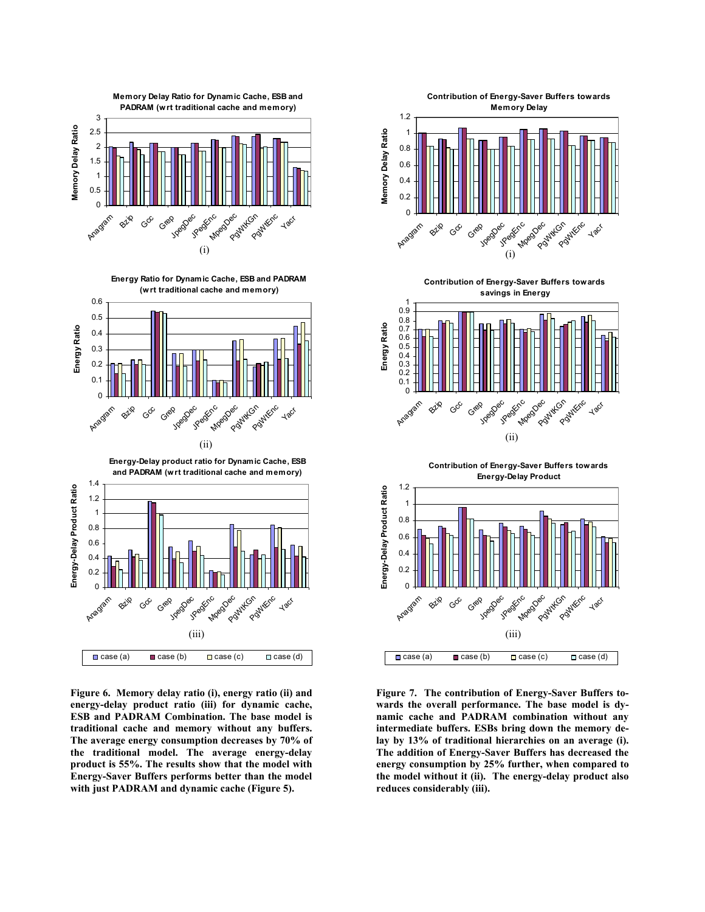Figure 6. Memory delay ratio (i), energy ratio (ii) and energy-delay product ratio (iii) for dynamic cache, ESB and PADRAM Combination. The base model is traditional cache and memory without any buffers. The average energy consumption decreases by 70% of the traditional model. The average energy-delay product is 55%. The results show that the model with Energy-Saver Buffers performs better than the model with just PADRAM and dynamic cache (Figure 5).

Figure 7. The contribution of Energy-Saver Buffers towards the overall performance. The base model is dynamic cache and PADRAM combination without any intermediate buffers. ESBs bring down the memory delay by 13% of traditional hierarchies on an average (i). The addition of Energy-Saver Buffers has decreased the energy consumption by 25% further, when compared to the model without it (ii). The energy-delay product also reduces considerably (iii).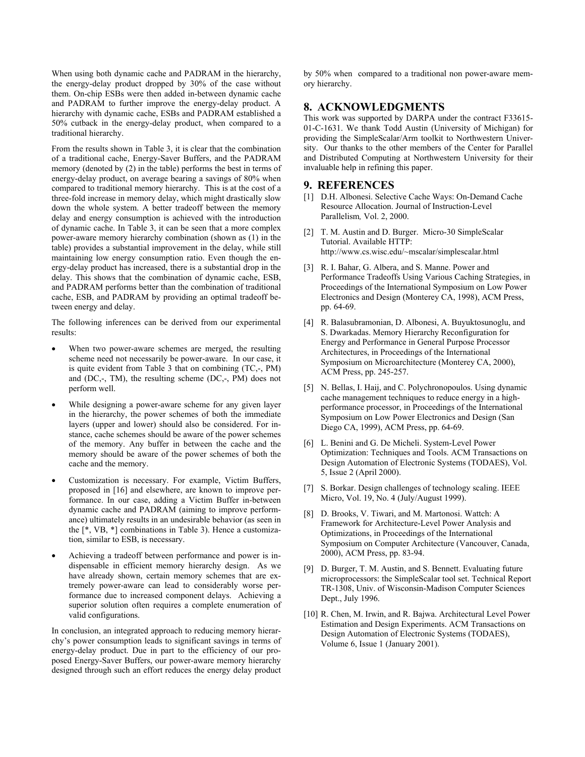When using both dynamic cache and PADRAM in the hierarchy, the energy-delay product dropped by 30% of the case without them. On-chip ESBs were then added in-between dynamic cache and PADRAM to further improve the energy-delay product. A hierarchy with dynamic cache, ESBs and PADRAM established a 50% cutback in the energy-delay product, when compared to a traditional hierarchy.

From the results shown in Table 3, it is clear that the combination of a traditional cache, Energy-Saver Buffers, and the PADRAM memory (denoted by (2) in the table) performs the best in terms of energy-delay product, on average bearing a savings of 80% when compared to traditional memory hierarchy. This is at the cost of a three-fold increase in memory delay, which might drastically slow down the whole system. A better tradeoff between the memory delay and energy consumption is achieved with the introduction of dynamic cache. In Table 3, it can be seen that a more complex power-aware memory hierarchy combination (shown as (1) in the table) provides a substantial improvement in the delay, while still maintaining low energy consumption ratio. Even though the energy-delay product has increased, there is a substantial drop in the delay. This shows that the combination of dynamic cache, ESB, and PADRAM performs better than the combination of traditional cache, ESB, and PADRAM by providing an optimal tradeoff between energy and delay.

The following inferences can be derived from our experimental results:

- When two power-aware schemes are merged, the resulting scheme need not necessarily be power-aware. In our case, it is quite evident from Table 3 that on combining (TC,-, PM) and (DC,-, TM), the resulting scheme (DC,-, PM) does not perform well.
- While designing a power-aware scheme for any given layer in the hierarchy, the power schemes of both the immediate layers (upper and lower) should also be considered. For instance, cache schemes should be aware of the power schemes of the memory. Any buffer in between the cache and the memory should be aware of the power schemes of both the cache and the memory.
- Customization is necessary. For example, Victim Buffers, proposed in [16] and elsewhere, are known to improve performance. In our case, adding a Victim Buffer in-between dynamic cache and PADRAM (aiming to improve performance) ultimately results in an undesirable behavior (as seen in the [*, VB, *] combinations in Table 3). Hence a customization, similar to ESB, is necessary.
- Achieving a tradeoff between performance and power is indispensable in efficient memory hierarchy design. As we have already shown, certain memory schemes that are extremely power-aware can lead to considerably worse performance due to increased component delays. Achieving a superior solution often requires a complete enumeration of valid configurations.

In conclusion, an integrated approach to reducing memory hierarchy's power consumption leads to significant savings in terms of energy-delay product. Due in part to the efficiency of our proposed Energy-Saver Buffers, our power-aware memory hierarchy designed through such an effort reduces the energy delay product by 50% when compared to a traditional non power-aware memory hierarchy.

## 8. ACKNOWLEDGMENTS

This work was supported by DARPA under the contract F33615-01-C-1631. We thank Todd Austin (University of Michigan) for providing the SimpleScalar/Arm toolkit to Northwestern University. Our thanks to the other members of the Center for Parallel and Distributed Computing at Northwestern University for their invaluable help in refining this paper.

## 9. REFERENCES

[1] D.H. Albonesi. Selective Cache Ways: On-Demand Cache Resource Allocation. Journal of Instruction-Level Parallelism*,* Vol. 2, 2000.

[2] T. M. Austin and D. Burger. Micro-30 SimpleScalar Tutorial. Available HTTP: http://www.cs.wisc.edu/~mscalar/simplescalar.html

[3] R. I. Bahar, G. Albera, and S. Manne. Power and Performance Tradeoffs Using Various Caching Strategies, in Proceedings of the International Symposium on Low Power Electronics and Design (Monterey CA, 1998), ACM Press, pp. 64-69.

[4] R. Balasubramonian, D. Albonesi, A. Buyuktosunoglu, and S. Dwarkadas. Memory Hierarchy Reconfiguration for Energy and Performance in General Purpose Processor Architectures, in Proceedings of the International Symposium on Microarchitecture (Monterey CA, 2000), ACM Press, pp. 245-257.

[5] N. Bellas, I. Haij, and C. Polychronopoulos. Using dynamic cache management techniques to reduce energy in a high-performance processor, in Proceedings of the International Symposium on Low Power Electronics and Design (San Diego CA, 1999), ACM Press, pp. 64-69.

[6] L. Benini and G. De Micheli. System-Level Power Optimization: Techniques and Tools. ACM Transactions on Design Automation of Electronic Systems (TODAES), Vol. 5, Issue 2 (April 2000).

[7] S. Borkar. Design challenges of technology scaling. IEEE Micro, Vol. 19, No. 4 (July/August 1999).

[8] D. Brooks, V. Tiwari, and M. Martonosi. Wattch: A Framework for Architecture-Level Power Analysis and Optimizations, in Proceedings of the International Symposium on Computer Architecture (Vancouver, Canada, 2000), ACM Press, pp. 83-94.

[9] D. Burger, T. M. Austin, and S. Bennett. Evaluating future microprocessors: the SimpleScalar tool set. Technical Report TR-1308, Univ. of Wisconsin-Madison Computer Sciences Dept., July 1996.

[10] R. Chen, M. Irwin, and R. Bajwa. Architectural Level Power Estimation and Design Experiments. ACM Transactions on Design Automation of Electronic Systems (TODAES), Volume 6, Issue 1 (January 2001).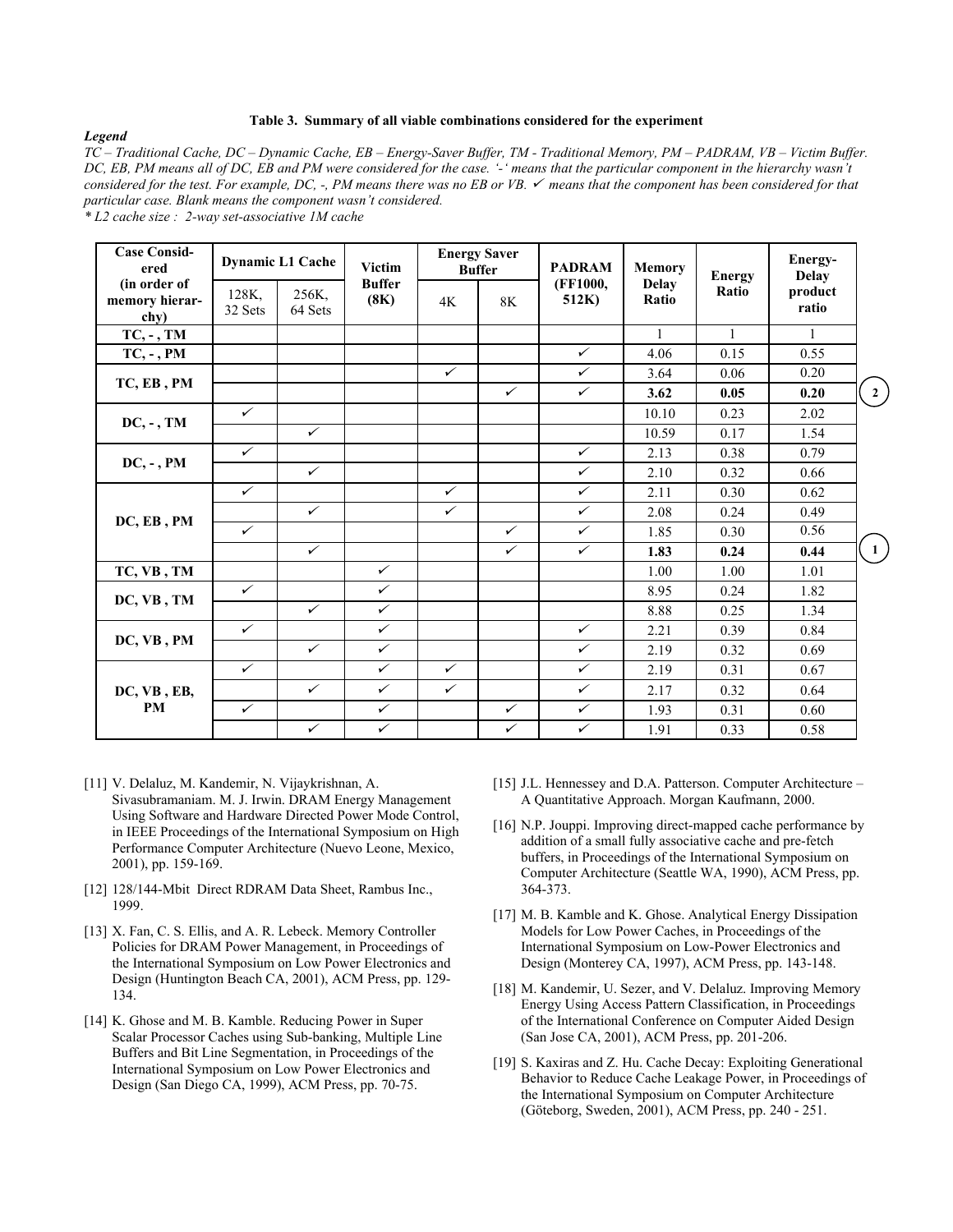**Table 3. Summary of all viable combinations considered for the experiment**

***Legend***

*TC – Traditional Cache, DC – Dynamic Cache, EB – Energy-Saver Buffer, TM - Traditional Memory, PM – PADRAM, VB – Victim Buffer. DC, EB, PM means all of DC, EB and PM were considered for the case. '-' means that the particular component in the hierarchy wasn't considered for the test. For example, DC, -, PM means there was no EB or VB. ✓ means that the component has been considered for that particular case. Blank means the component wasn't considered.*

*\* L2 cache size : 2-way set-associative 1M cache*

| Case Considered (in order of memory hierarchy) | Dynamic L1 Cache | | Victim Buffer (8K) | Energy Saver Buffer | | PADRAM (FF1000, 512K) | Memory Delay Ratio | Energy Ratio | Energy-Delay product ratio | |
|---|---|---|---|---|---|---|---|---|---|---|
| | 128K, 32 Sets | 256K, 64 Sets | | 4K | 8K | | | | | |
| TC, - , TM | | | | | | | 1 | 1 | 1 | |
| TC, - , PM | | | | | | ✓ | 4.06 | 0.15 | 0.55 | |
| TC, EB , PM | | | | ✓ | | ✓ | 3.64 | 0.06 | 0.20 | |
| | | | | | ✓ | ✓ | **3.62** | **0.05** | **0.20** | 2 |
| DC, - , TM | ✓ | | | | | | 10.10 | 0.23 | 2.02 | |
| | | ✓ | | | | | 10.59 | 0.17 | 1.54 | |
| DC, - , PM | ✓ | | | | | ✓ | 2.13 | 0.38 | 0.79 | |
| | | ✓ | | | | ✓ | 2.10 | 0.32 | 0.66 | |
| DC, EB , PM | ✓ | | | ✓ | | ✓ | 2.11 | 0.30 | 0.62 | |
| | | ✓ | | ✓ | | ✓ | 2.08 | 0.24 | 0.49 | |
| | ✓ | | | | ✓ | ✓ | 1.85 | 0.30 | 0.56 | |
| | | ✓ | | | ✓ | ✓ | **1.83** | **0.24** | **0.44** | 1 |
| TC, VB , TM | | | ✓ | | | | 1.00 | 1.00 | 1.01 | |
| DC, VB , TM | ✓ | | ✓ | | | | 8.95 | 0.24 | 1.82 | |
| | | ✓ | ✓ | | | | 8.88 | 0.25 | 1.34 | |
| DC, VB , PM | ✓ | | ✓ | | | ✓ | 2.21 | 0.39 | 0.84 | |
| | | ✓ | ✓ | | | ✓ | 2.19 | 0.32 | 0.69 | |
| DC, VB , EB, PM | ✓ | | ✓ | ✓ | | ✓ | 2.19 | 0.31 | 0.67 | |
| | | ✓ | ✓ | ✓ | | ✓ | 2.17 | 0.32 | 0.64 | |
| | ✓ | | ✓ | | ✓ | ✓ | 1.93 | 0.31 | 0.60 | |
| | | ✓ | ✓ | | ✓ | ✓ | 1.91 | 0.33 | 0.58 | |

[11] V. Delaluz, M. Kandemir, N. Vijaykrishnan, A. Sivasubramaniam. M. J. Irwin. DRAM Energy Management Using Software and Hardware Directed Power Mode Control, in IEEE Proceedings of the International Symposium on High Performance Computer Architecture (Nuevo Leone, Mexico, 2001), pp. 159-169.

[12] 128/144-Mbit Direct RDRAM Data Sheet, Rambus Inc., 1999.

[13] X. Fan, C. S. Ellis, and A. R. Lebeck. Memory Controller Policies for DRAM Power Management, in Proceedings of the International Symposium on Low Power Electronics and Design (Huntington Beach CA, 2001), ACM Press, pp. 129-134.

[14] K. Ghose and M. B. Kamble. Reducing Power in Super Scalar Processor Caches using Sub-banking, Multiple Line Buffers and Bit Line Segmentation, in Proceedings of the International Symposium on Low Power Electronics and Design (San Diego CA, 1999), ACM Press, pp. 70-75.

[15] J.L. Hennessey and D.A. Patterson. Computer Architecture – A Quantitative Approach. Morgan Kaufmann, 2000.

[16] N.P. Jouppi. Improving direct-mapped cache performance by addition of a small fully associative cache and pre-fetch buffers, in Proceedings of the International Symposium on Computer Architecture (Seattle WA, 1990), ACM Press, pp. 364-373.

[17] M. B. Kamble and K. Ghose. Analytical Energy Dissipation Models for Low Power Caches, in Proceedings of the International Symposium on Low-Power Electronics and Design (Monterey CA, 1997), ACM Press, pp. 143-148.

[18] M. Kandemir, U. Sezer, and V. Delaluz. Improving Memory Energy Using Access Pattern Classification, in Proceedings of the International Conference on Computer Aided Design (San Jose CA, 2001), ACM Press, pp. 201-206.

[19] S. Kaxiras and Z. Hu. Cache Decay: Exploiting Generational Behavior to Reduce Cache Leakage Power, in Proceedings of the International Symposium on Computer Architecture (Göteborg, Sweden, 2001), ACM Press, pp. 240 - 251.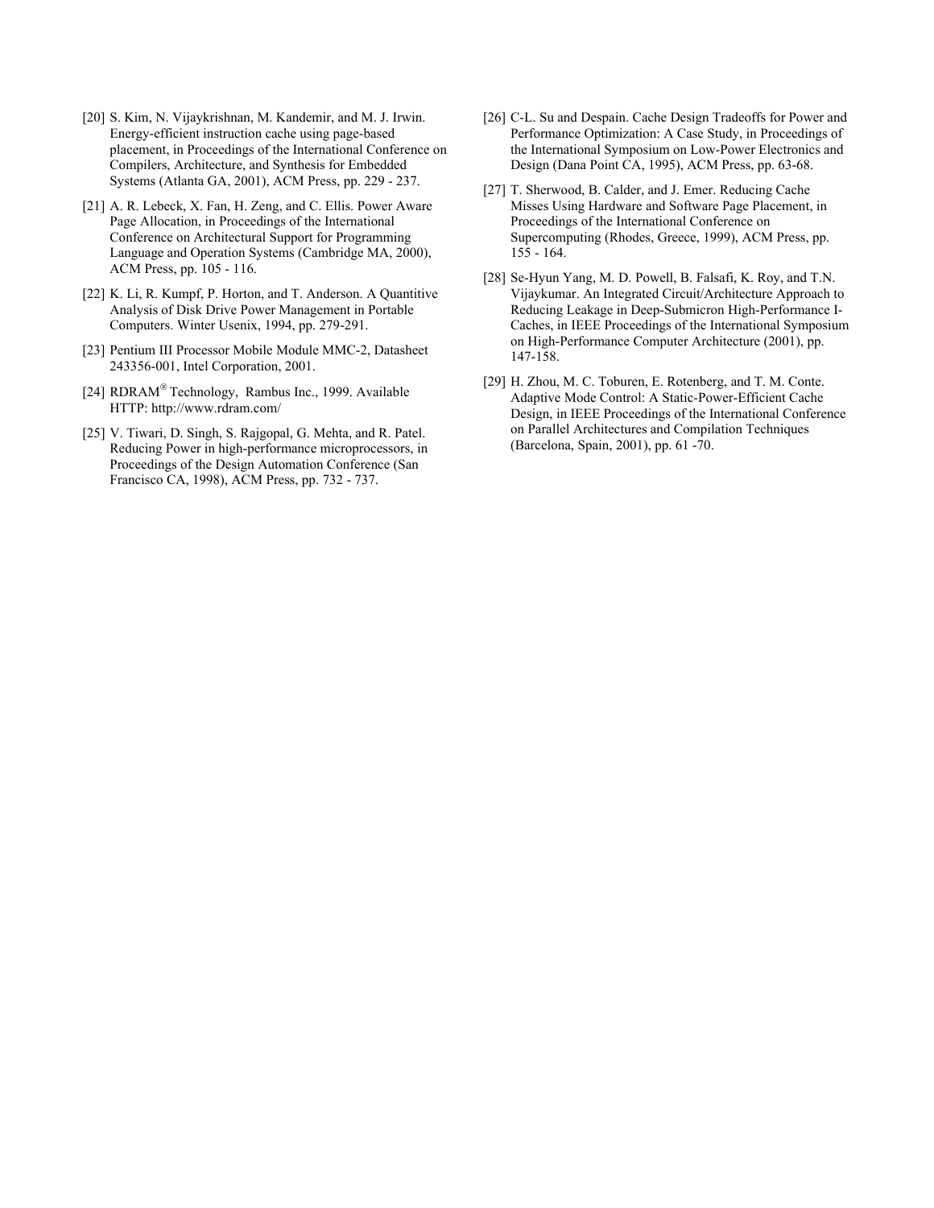[20] S. Kim, N. Vijaykrishnan, M. Kandemir, and M. J. Irwin. Energy-efficient instruction cache using page-based placement, in Proceedings of the International Conference on Compilers, Architecture, and Synthesis for Embedded Systems (Atlanta GA, 2001), ACM Press, pp. 229 - 237.

[21] A. R. Lebeck, X. Fan, H. Zeng, and C. Ellis. Power Aware Page Allocation, in Proceedings of the International Conference on Architectural Support for Programming Language and Operation Systems (Cambridge MA, 2000), ACM Press, pp. 105 - 116.

[22] K. Li, R. Kumpf, P. Horton, and T. Anderson. A Quantitive Analysis of Disk Drive Power Management in Portable Computers. Winter Usenix, 1994, pp. 279-291.

[23] Pentium III Processor Mobile Module MMC-2, Datasheet 243356-001, Intel Corporation, 2001.

[24] RDRAM® Technology, Rambus Inc., 1999. Available HTTP: http://www.rdram.com/

[25] V. Tiwari, D. Singh, S. Rajgopal, G. Mehta, and R. Patel. Reducing Power in high-performance microprocessors, in Proceedings of the Design Automation Conference (San Francisco CA, 1998), ACM Press, pp. 732 - 737.

[26] C-L. Su and Despain. Cache Design Tradeoffs for Power and Performance Optimization: A Case Study, in Proceedings of the International Symposium on Low-Power Electronics and Design (Dana Point CA, 1995), ACM Press, pp. 63-68.

[27] T. Sherwood, B. Calder, and J. Emer. Reducing Cache Misses Using Hardware and Software Page Placement, in Proceedings of the International Conference on Supercomputing (Rhodes, Greece, 1999), ACM Press, pp. 155 - 164.

[28] Se-Hyun Yang, M. D. Powell, B. Falsafi, K. Roy, and T.N. Vijaykumar. An Integrated Circuit/Architecture Approach to Reducing Leakage in Deep-Submicron High-Performance I-Caches, in IEEE Proceedings of the International Symposium on High-Performance Computer Architecture (2001), pp. 147-158.

[29] H. Zhou, M. C. Toburen, E. Rotenberg, and T. M. Conte. Adaptive Mode Control: A Static-Power-Efficient Cache Design, in IEEE Proceedings of the International Conference on Parallel Architectures and Compilation Techniques (Barcelona, Spain, 2001), pp. 61 -70.